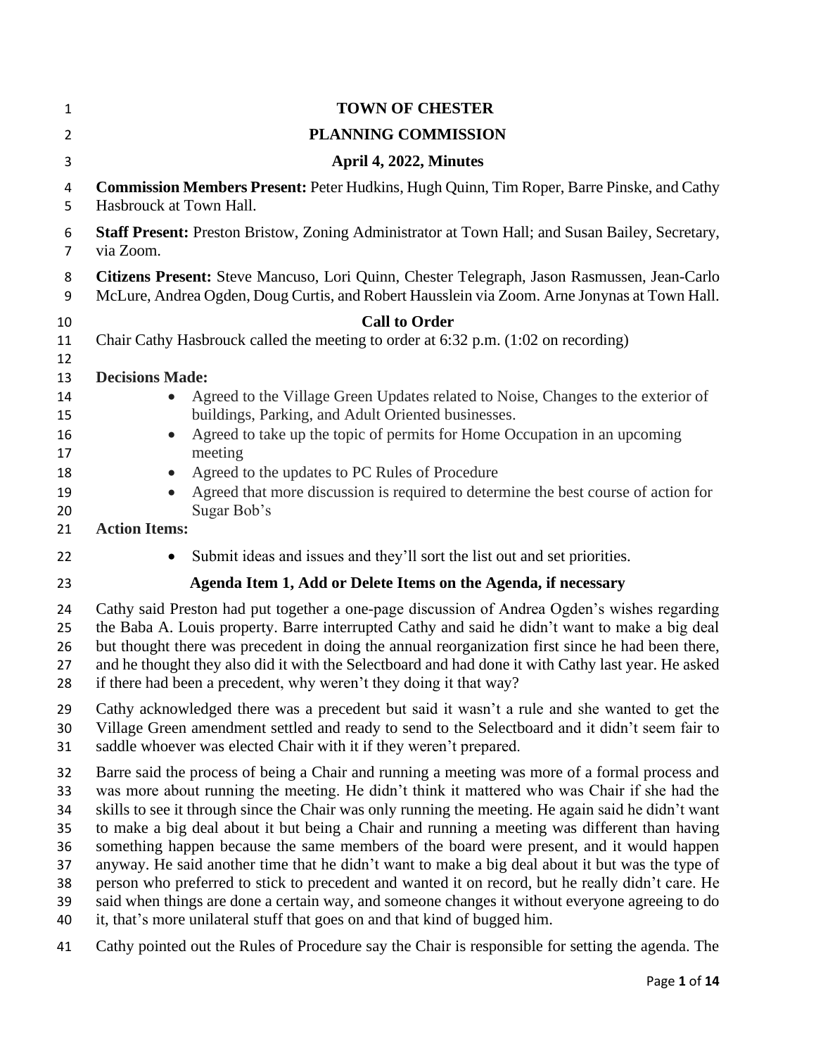# TOWN OF CHESTER

## PLANNING COMMISSION

### April 4, 2022, Minutes

**Commission Members Present:** Peter Hudkins, Hugh Quinn, Tim Roper, Barre Pinske, and Cathy Hasbrouck at Town Hall.

**Staff Present:** Preston Bristow, Zoning Administrator at Town Hall; and Susan Bailey, Secretary, via Zoom.

**Citizens Present:** Steve Mancuso, Lori Quinn, Chester Telegraph, Jason Rasmussen, Jean-Carlo McLure, Andrea Ogden, Doug Curtis, and Robert Hausslein via Zoom. Arne Jonynas at Town Hall.

### Call to Order

Chair Cathy Hasbrouck called the meeting to order at 6:32 p.m. (1:02 on recording)

**Decisions Made:**

- Agreed to the Village Green Updates related to Noise, Changes to the exterior of buildings, Parking, and Adult Oriented businesses.
- Agreed to take up the topic of permits for Home Occupation in an upcoming meeting
- Agreed to the updates to PC Rules of Procedure
- Agreed that more discussion is required to determine the best course of action for Sugar Bob's

**Action Items:**

- Submit ideas and issues and they'll sort the list out and set priorities.

### Agenda Item 1, Add or Delete Items on the Agenda, if necessary

Cathy said Preston had put together a one-page discussion of Andrea Ogden's wishes regarding the Baba A. Louis property. Barre interrupted Cathy and said he didn't want to make a big deal but thought there was precedent in doing the annual reorganization first since he had been there, and he thought they also did it with the Selectboard and had done it with Cathy last year. He asked if there had been a precedent, why weren't they doing it that way?

Cathy acknowledged there was a precedent but said it wasn't a rule and she wanted to get the Village Green amendment settled and ready to send to the Selectboard and it didn't seem fair to saddle whoever was elected Chair with it if they weren't prepared.

Barre said the process of being a Chair and running a meeting was more of a formal process and was more about running the meeting. He didn't think it mattered who was Chair if she had the skills to see it through since the Chair was only running the meeting. He again said he didn't want to make a big deal about it but being a Chair and running a meeting was different than having something happen because the same members of the board were present, and it would happen anyway. He said another time that he didn't want to make a big deal about it but was the type of person who preferred to stick to precedent and wanted it on record, but he really didn't care. He said when things are done a certain way, and someone changes it without everyone agreeing to do it, that's more unilateral stuff that goes on and that kind of bugged him.

Cathy pointed out the Rules of Procedure say the Chair is responsible for setting the agenda. The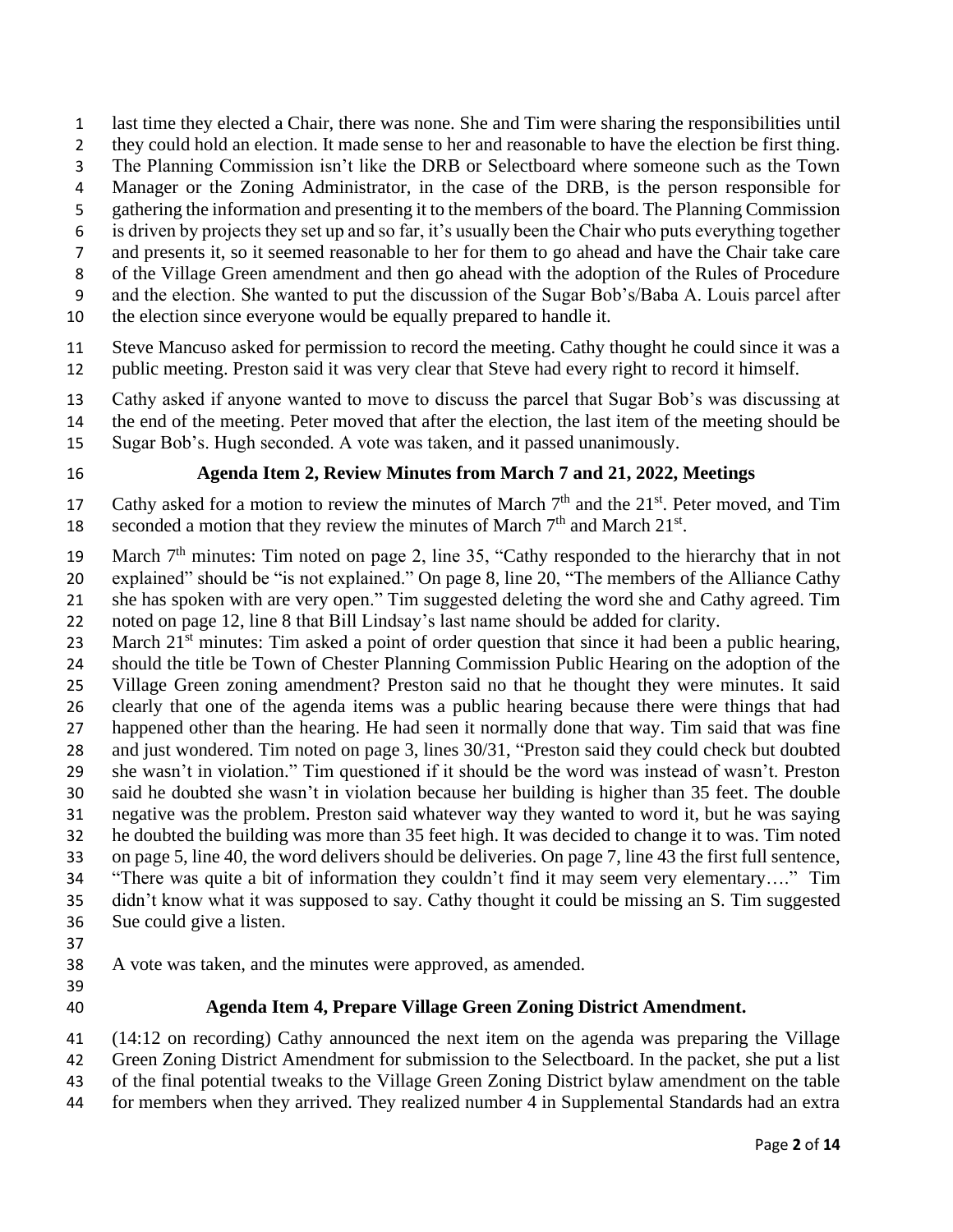last time they elected a Chair, there was none. She and Tim were sharing the responsibilities until they could hold an election. It made sense to her and reasonable to have the election be first thing. The Planning Commission isn't like the DRB or Selectboard where someone such as the Town Manager or the Zoning Administrator, in the case of the DRB, is the person responsible for gathering the information and presenting it to the members of the board. The Planning Commission is driven by projects they set up and so far, it's usually been the Chair who puts everything together and presents it, so it seemed reasonable to her for them to go ahead and have the Chair take care of the Village Green amendment and then go ahead with the adoption of the Rules of Procedure and the election. She wanted to put the discussion of the Sugar Bob's/Baba A. Louis parcel after the election since everyone would be equally prepared to handle it.

Steve Mancuso asked for permission to record the meeting. Cathy thought he could since it was a public meeting. Preston said it was very clear that Steve had every right to record it himself.

Cathy asked if anyone wanted to move to discuss the parcel that Sugar Bob's was discussing at the end of the meeting. Peter moved that after the election, the last item of the meeting should be Sugar Bob's. Hugh seconded. A vote was taken, and it passed unanimously.

**Agenda Item 2, Review Minutes from March 7 and 21, 2022, Meetings**

Cathy asked for a motion to review the minutes of March 7th and the 21st. Peter moved, and Tim seconded a motion that they review the minutes of March 7th and March 21st.

March 7th minutes: Tim noted on page 2, line 35, "Cathy responded to the hierarchy that in not explained" should be "is not explained." On page 8, line 20, "The members of the Alliance Cathy she has spoken with are very open." Tim suggested deleting the word she and Cathy agreed. Tim noted on page 12, line 8 that Bill Lindsay's last name should be added for clarity.

March 21st minutes: Tim asked a point of order question that since it had been a public hearing, should the title be Town of Chester Planning Commission Public Hearing on the adoption of the Village Green zoning amendment? Preston said no that he thought they were minutes. It said clearly that one of the agenda items was a public hearing because there were things that had happened other than the hearing. He had seen it normally done that way. Tim said that was fine and just wondered. Tim noted on page 3, lines 30/31, "Preston said they could check but doubted she wasn't in violation." Tim questioned if it should be the word was instead of wasn't. Preston said he doubted she wasn't in violation because her building is higher than 35 feet. The double negative was the problem. Preston said whatever way they wanted to word it, but he was saying he doubted the building was more than 35 feet high. It was decided to change it to was. Tim noted on page 5, line 40, the word delivers should be deliveries. On page 7, line 43 the first full sentence, "There was quite a bit of information they couldn't find it may seem very elementary…." Tim didn't know what it was supposed to say. Cathy thought it could be missing an S. Tim suggested Sue could give a listen.

A vote was taken, and the minutes were approved, as amended.

**Agenda Item 4, Prepare Village Green Zoning District Amendment.**

(14:12 on recording) Cathy announced the next item on the agenda was preparing the Village Green Zoning District Amendment for submission to the Selectboard. In the packet, she put a list of the final potential tweaks to the Village Green Zoning District bylaw amendment on the table for members when they arrived. They realized number 4 in Supplemental Standards had an extra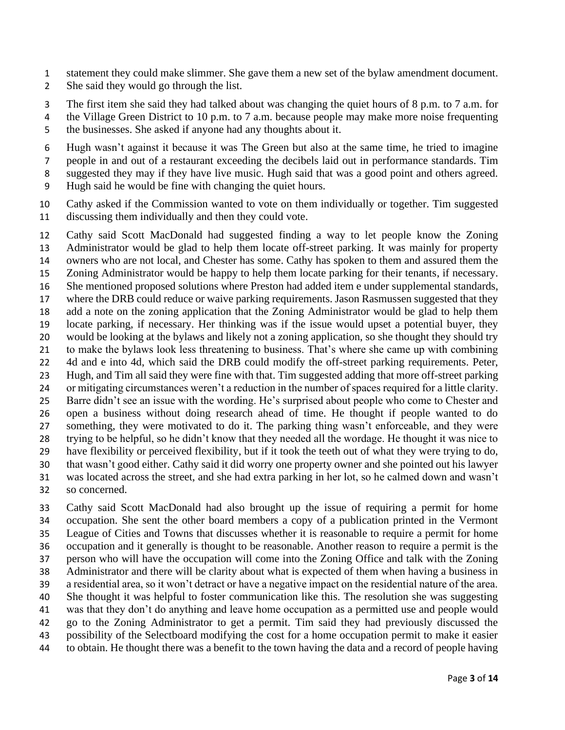statement they could make slimmer. She gave them a new set of the bylaw amendment document. She said they would go through the list.

The first item she said they had talked about was changing the quiet hours of 8 p.m. to 7 a.m. for the Village Green District to 10 p.m. to 7 a.m. because people may make more noise frequenting the businesses. She asked if anyone had any thoughts about it.

Hugh wasn't against it because it was The Green but also at the same time, he tried to imagine people in and out of a restaurant exceeding the decibels laid out in performance standards. Tim suggested they may if they have live music. Hugh said that was a good point and others agreed. Hugh said he would be fine with changing the quiet hours.

Cathy asked if the Commission wanted to vote on them individually or together. Tim suggested discussing them individually and then they could vote.

Cathy said Scott MacDonald had suggested finding a way to let people know the Zoning Administrator would be glad to help them locate off-street parking. It was mainly for property owners who are not local, and Chester has some. Cathy has spoken to them and assured them the Zoning Administrator would be happy to help them locate parking for their tenants, if necessary. She mentioned proposed solutions where Preston had added item e under supplemental standards, where the DRB could reduce or waive parking requirements. Jason Rasmussen suggested that they add a note on the zoning application that the Zoning Administrator would be glad to help them locate parking, if necessary. Her thinking was if the issue would upset a potential buyer, they would be looking at the bylaws and likely not a zoning application, so she thought they should try to make the bylaws look less threatening to business. That's where she came up with combining 4d and e into 4d, which said the DRB could modify the off-street parking requirements. Peter, Hugh, and Tim all said they were fine with that. Tim suggested adding that more off-street parking or mitigating circumstances weren't a reduction in the number of spaces required for a little clarity. Barre didn't see an issue with the wording. He's surprised about people who come to Chester and open a business without doing research ahead of time. He thought if people wanted to do something, they were motivated to do it. The parking thing wasn't enforceable, and they were trying to be helpful, so he didn't know that they needed all the wordage. He thought it was nice to have flexibility or perceived flexibility, but if it took the teeth out of what they were trying to do, that wasn't good either. Cathy said it did worry one property owner and she pointed out his lawyer was located across the street, and she had extra parking in her lot, so he calmed down and wasn't so concerned.

Cathy said Scott MacDonald had also brought up the issue of requiring a permit for home occupation. She sent the other board members a copy of a publication printed in the Vermont League of Cities and Towns that discusses whether it is reasonable to require a permit for home occupation and it generally is thought to be reasonable. Another reason to require a permit is the person who will have the occupation will come into the Zoning Office and talk with the Zoning Administrator and there will be clarity about what is expected of them when having a business in a residential area, so it won't detract or have a negative impact on the residential nature of the area. She thought it was helpful to foster communication like this. The resolution she was suggesting was that they don't do anything and leave home occupation as a permitted use and people would go to the Zoning Administrator to get a permit. Tim said they had previously discussed the possibility of the Selectboard modifying the cost for a home occupation permit to make it easier to obtain. He thought there was a benefit to the town having the data and a record of people having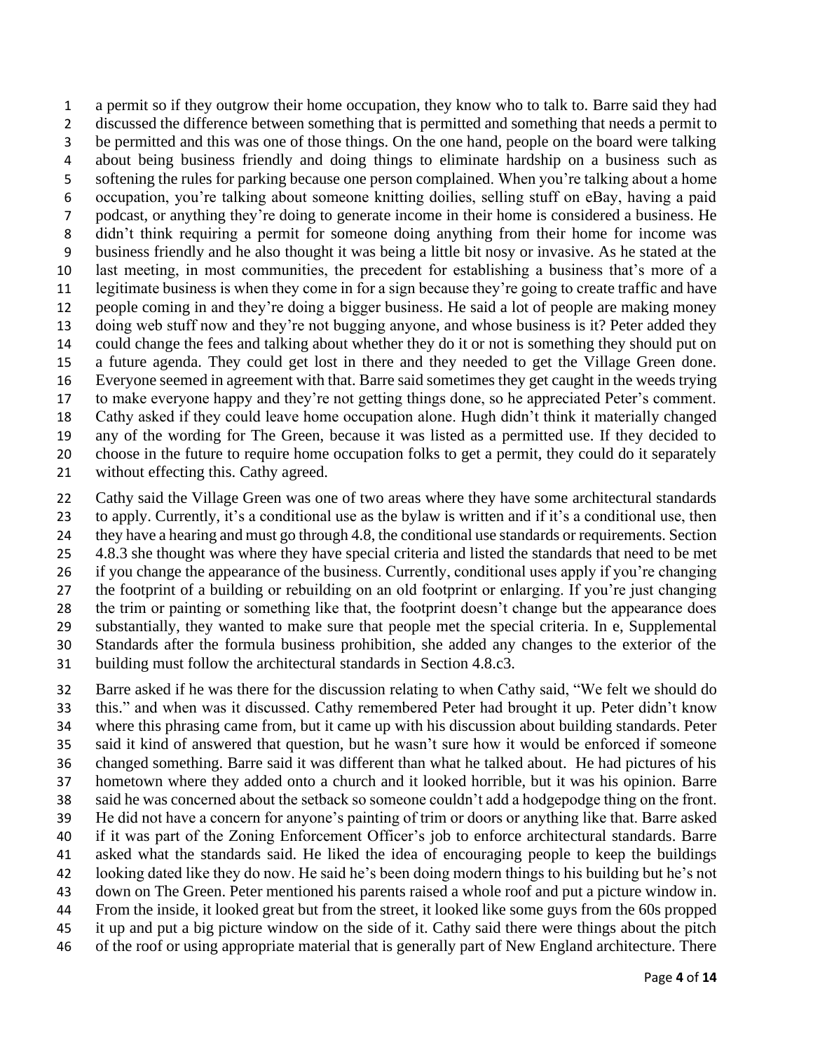a permit so if they outgrow their home occupation, they know who to talk to. Barre said they had discussed the difference between something that is permitted and something that needs a permit to be permitted and this was one of those things. On the one hand, people on the board were talking about being business friendly and doing things to eliminate hardship on a business such as softening the rules for parking because one person complained. When you're talking about a home occupation, you're talking about someone knitting doilies, selling stuff on eBay, having a paid podcast, or anything they're doing to generate income in their home is considered a business. He didn't think requiring a permit for someone doing anything from their home for income was business friendly and he also thought it was being a little bit nosy or invasive. As he stated at the last meeting, in most communities, the precedent for establishing a business that's more of a legitimate business is when they come in for a sign because they're going to create traffic and have people coming in and they're doing a bigger business. He said a lot of people are making money doing web stuff now and they're not bugging anyone, and whose business is it? Peter added they could change the fees and talking about whether they do it or not is something they should put on a future agenda. They could get lost in there and they needed to get the Village Green done. Everyone seemed in agreement with that. Barre said sometimes they get caught in the weeds trying to make everyone happy and they're not getting things done, so he appreciated Peter's comment. Cathy asked if they could leave home occupation alone. Hugh didn't think it materially changed any of the wording for The Green, because it was listed as a permitted use. If they decided to choose in the future to require home occupation folks to get a permit, they could do it separately without effecting this. Cathy agreed.

Cathy said the Village Green was one of two areas where they have some architectural standards to apply. Currently, it's a conditional use as the bylaw is written and if it's a conditional use, then they have a hearing and must go through 4.8, the conditional use standards or requirements. Section 4.8.3 she thought was where they have special criteria and listed the standards that need to be met if you change the appearance of the business. Currently, conditional uses apply if you're changing the footprint of a building or rebuilding on an old footprint or enlarging. If you're just changing the trim or painting or something like that, the footprint doesn't change but the appearance does substantially, they wanted to make sure that people met the special criteria. In e, Supplemental Standards after the formula business prohibition, she added any changes to the exterior of the building must follow the architectural standards in Section 4.8.c3.

Barre asked if he was there for the discussion relating to when Cathy said, "We felt we should do this." and when was it discussed. Cathy remembered Peter had brought it up. Peter didn't know where this phrasing came from, but it came up with his discussion about building standards. Peter said it kind of answered that question, but he wasn't sure how it would be enforced if someone changed something. Barre said it was different than what he talked about. He had pictures of his hometown where they added onto a church and it looked horrible, but it was his opinion. Barre said he was concerned about the setback so someone couldn't add a hodgepodge thing on the front. He did not have a concern for anyone's painting of trim or doors or anything like that. Barre asked if it was part of the Zoning Enforcement Officer's job to enforce architectural standards. Barre asked what the standards said. He liked the idea of encouraging people to keep the buildings looking dated like they do now. He said he's been doing modern things to his building but he's not down on The Green. Peter mentioned his parents raised a whole roof and put a picture window in. From the inside, it looked great but from the street, it looked like some guys from the 60s propped it up and put a big picture window on the side of it. Cathy said there were things about the pitch of the roof or using appropriate material that is generally part of New England architecture. There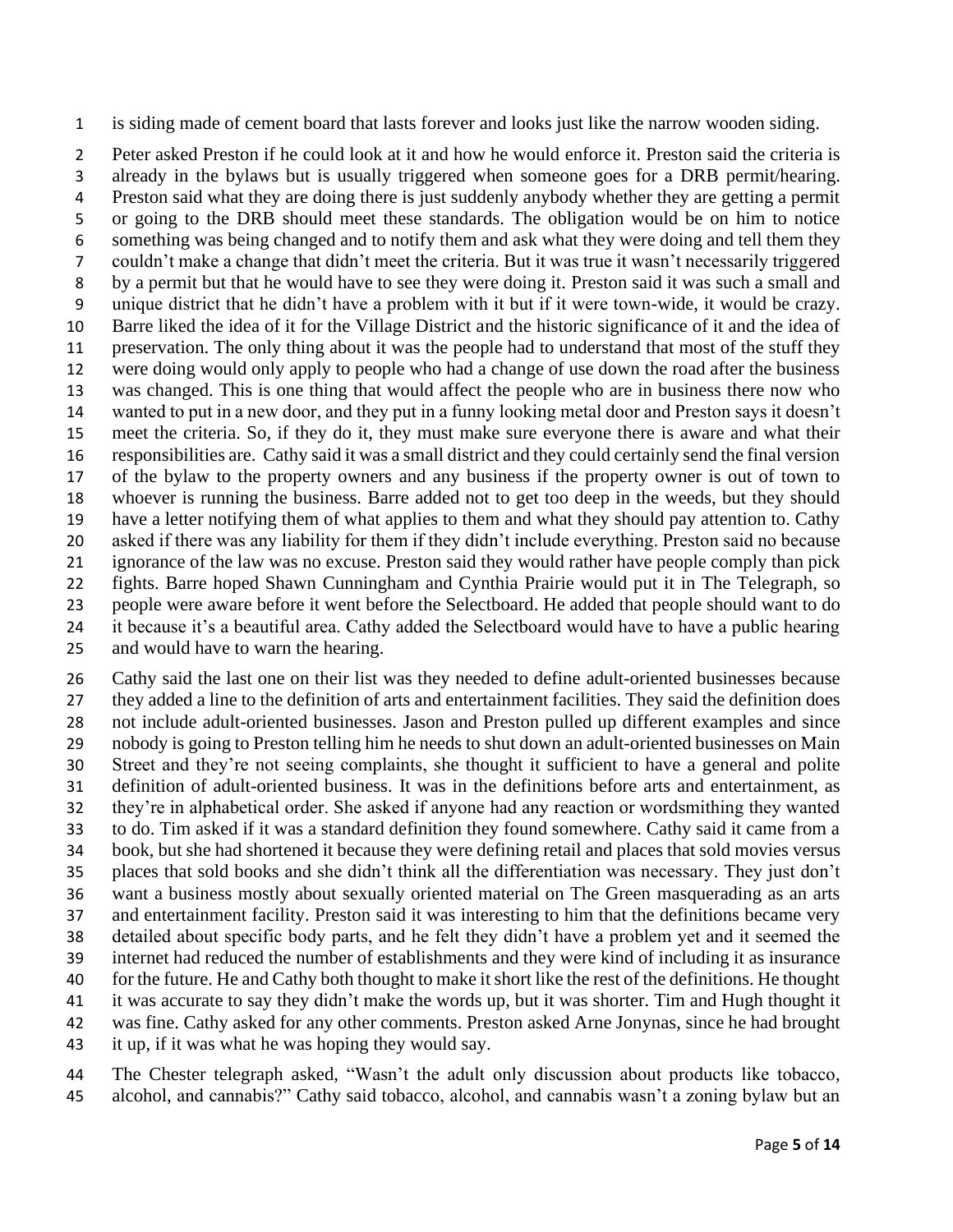is siding made of cement board that lasts forever and looks just like the narrow wooden siding.

Peter asked Preston if he could look at it and how he would enforce it. Preston said the criteria is already in the bylaws but is usually triggered when someone goes for a DRB permit/hearing. Preston said what they are doing there is just suddenly anybody whether they are getting a permit or going to the DRB should meet these standards. The obligation would be on him to notice something was being changed and to notify them and ask what they were doing and tell them they couldn't make a change that didn't meet the criteria. But it was true it wasn't necessarily triggered by a permit but that he would have to see they were doing it. Preston said it was such a small and unique district that he didn't have a problem with it but if it were town-wide, it would be crazy. Barre liked the idea of it for the Village District and the historic significance of it and the idea of preservation. The only thing about it was the people had to understand that most of the stuff they were doing would only apply to people who had a change of use down the road after the business was changed. This is one thing that would affect the people who are in business there now who wanted to put in a new door, and they put in a funny looking metal door and Preston says it doesn't meet the criteria. So, if they do it, they must make sure everyone there is aware and what their responsibilities are. Cathy said it was a small district and they could certainly send the final version of the bylaw to the property owners and any business if the property owner is out of town to whoever is running the business. Barre added not to get too deep in the weeds, but they should have a letter notifying them of what applies to them and what they should pay attention to. Cathy asked if there was any liability for them if they didn't include everything. Preston said no because ignorance of the law was no excuse. Preston said they would rather have people comply than pick fights. Barre hoped Shawn Cunningham and Cynthia Prairie would put it in The Telegraph, so people were aware before it went before the Selectboard. He added that people should want to do it because it's a beautiful area. Cathy added the Selectboard would have to have a public hearing and would have to warn the hearing.

Cathy said the last one on their list was they needed to define adult-oriented businesses because they added a line to the definition of arts and entertainment facilities. They said the definition does not include adult-oriented businesses. Jason and Preston pulled up different examples and since nobody is going to Preston telling him he needs to shut down an adult-oriented businesses on Main Street and they're not seeing complaints, she thought it sufficient to have a general and polite definition of adult-oriented business. It was in the definitions before arts and entertainment, as they're in alphabetical order. She asked if anyone had any reaction or wordsmithing they wanted to do. Tim asked if it was a standard definition they found somewhere. Cathy said it came from a book, but she had shortened it because they were defining retail and places that sold movies versus places that sold books and she didn't think all the differentiation was necessary. They just don't want a business mostly about sexually oriented material on The Green masquerading as an arts and entertainment facility. Preston said it was interesting to him that the definitions became very detailed about specific body parts, and he felt they didn't have a problem yet and it seemed the internet had reduced the number of establishments and they were kind of including it as insurance for the future. He and Cathy both thought to make it short like the rest of the definitions. He thought it was accurate to say they didn't make the words up, but it was shorter. Tim and Hugh thought it was fine. Cathy asked for any other comments. Preston asked Arne Jonynas, since he had brought it up, if it was what he was hoping they would say.

The Chester telegraph asked, "Wasn't the adult only discussion about products like tobacco, alcohol, and cannabis?" Cathy said tobacco, alcohol, and cannabis wasn't a zoning bylaw but an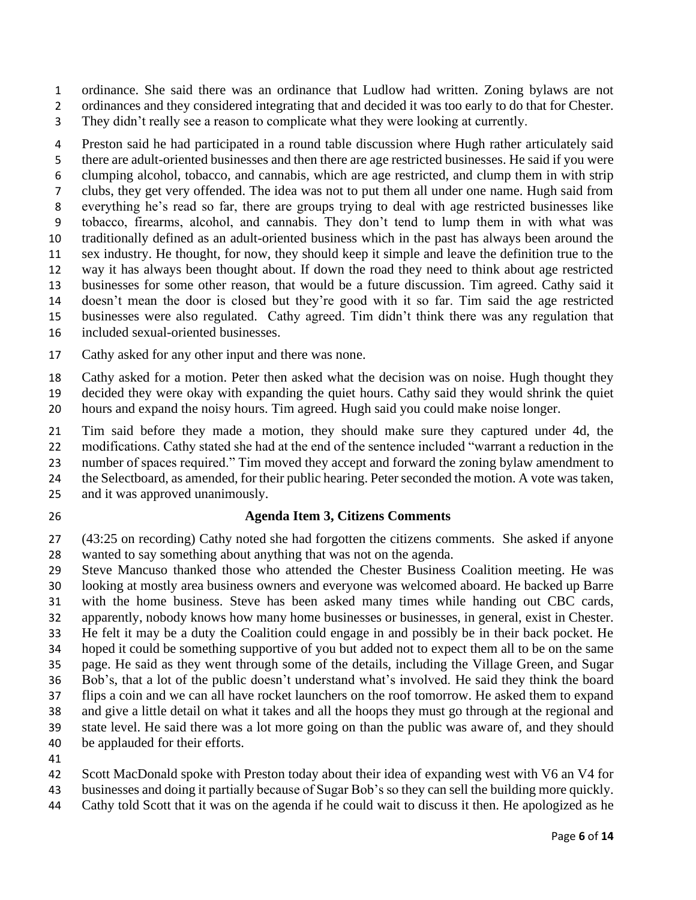ordinance. She said there was an ordinance that Ludlow had written. Zoning bylaws are not ordinances and they considered integrating that and decided it was too early to do that for Chester. They didn't really see a reason to complicate what they were looking at currently.

Preston said he had participated in a round table discussion where Hugh rather articulately said there are adult-oriented businesses and then there are age restricted businesses. He said if you were clumping alcohol, tobacco, and cannabis, which are age restricted, and clump them in with strip clubs, they get very offended. The idea was not to put them all under one name. Hugh said from everything he's read so far, there are groups trying to deal with age restricted businesses like tobacco, firearms, alcohol, and cannabis. They don't tend to lump them in with what was traditionally defined as an adult-oriented business which in the past has always been around the sex industry. He thought, for now, they should keep it simple and leave the definition true to the way it has always been thought about. If down the road they need to think about age restricted businesses for some other reason, that would be a future discussion. Tim agreed. Cathy said it doesn't mean the door is closed but they're good with it so far. Tim said the age restricted businesses were also regulated. Cathy agreed. Tim didn't think there was any regulation that included sexual-oriented businesses.

Cathy asked for any other input and there was none.

Cathy asked for a motion. Peter then asked what the decision was on noise. Hugh thought they decided they were okay with expanding the quiet hours. Cathy said they would shrink the quiet hours and expand the noisy hours. Tim agreed. Hugh said you could make noise longer.

Tim said before they made a motion, they should make sure they captured under 4d, the modifications. Cathy stated she had at the end of the sentence included "warrant a reduction in the number of spaces required." Tim moved they accept and forward the zoning bylaw amendment to the Selectboard, as amended, for their public hearing. Peter seconded the motion. A vote was taken, and it was approved unanimously.

## Agenda Item 3, Citizens Comments

(43:25 on recording) Cathy noted she had forgotten the citizens comments. She asked if anyone wanted to say something about anything that was not on the agenda.

Steve Mancuso thanked those who attended the Chester Business Coalition meeting. He was looking at mostly area business owners and everyone was welcomed aboard. He backed up Barre with the home business. Steve has been asked many times while handing out CBC cards, apparently, nobody knows how many home businesses or businesses, in general, exist in Chester. He felt it may be a duty the Coalition could engage in and possibly be in their back pocket. He hoped it could be something supportive of you but added not to expect them all to be on the same page. He said as they went through some of the details, including the Village Green, and Sugar Bob's, that a lot of the public doesn't understand what's involved. He said they think the board flips a coin and we can all have rocket launchers on the roof tomorrow. He asked them to expand and give a little detail on what it takes and all the hoops they must go through at the regional and state level. He said there was a lot more going on than the public was aware of, and they should be applauded for their efforts.

Scott MacDonald spoke with Preston today about their idea of expanding west with V6 an V4 for businesses and doing it partially because of Sugar Bob's so they can sell the building more quickly. Cathy told Scott that it was on the agenda if he could wait to discuss it then. He apologized as he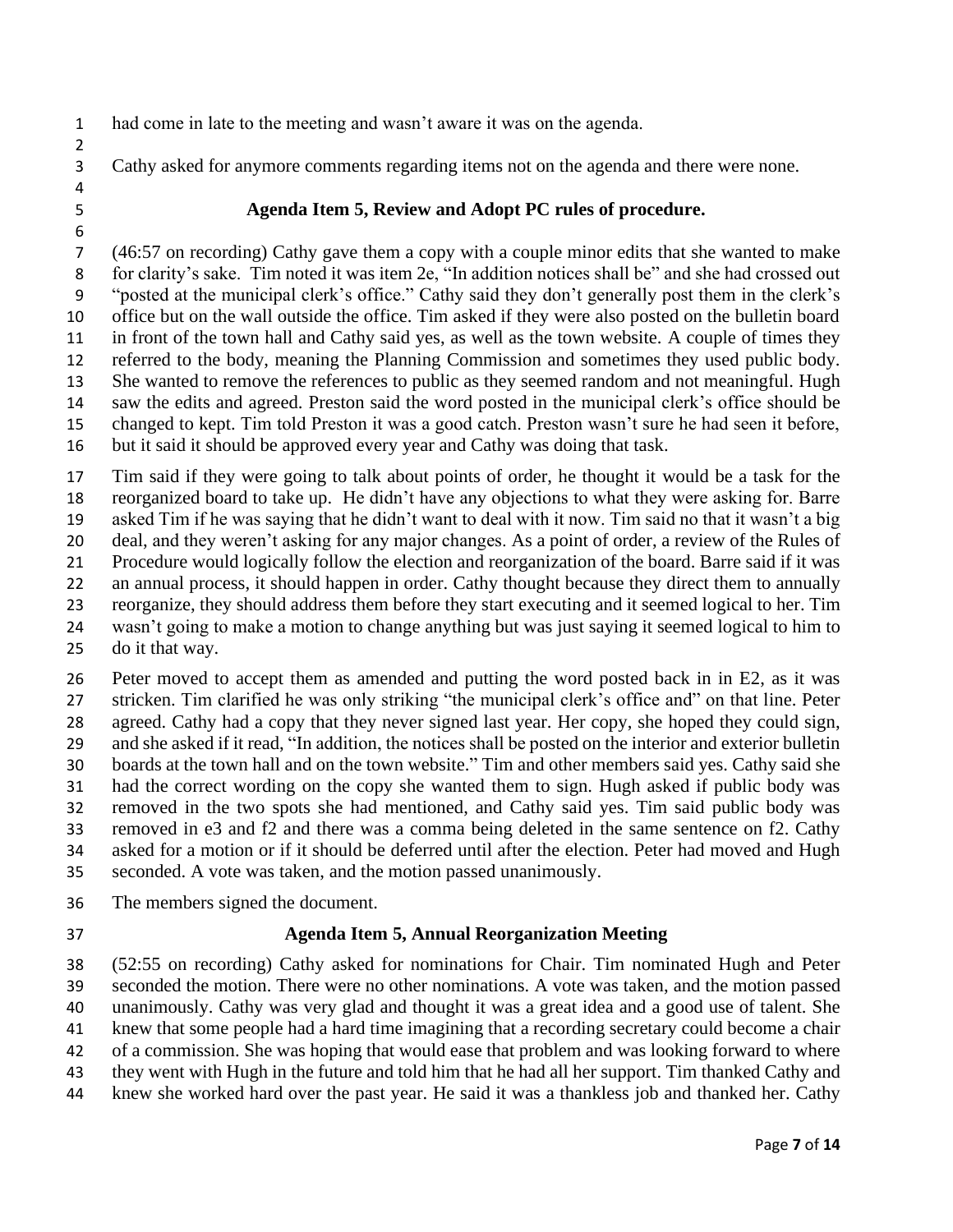had come in late to the meeting and wasn't aware it was on the agenda.

Cathy asked for anymore comments regarding items not on the agenda and there were none.

### Agenda Item 5, Review and Adopt PC rules of procedure.

(46:57 on recording) Cathy gave them a copy with a couple minor edits that she wanted to make for clarity's sake. Tim noted it was item 2e, "In addition notices shall be" and she had crossed out "posted at the municipal clerk's office." Cathy said they don't generally post them in the clerk's office but on the wall outside the office. Tim asked if they were also posted on the bulletin board in front of the town hall and Cathy said yes, as well as the town website. A couple of times they referred to the body, meaning the Planning Commission and sometimes they used public body. She wanted to remove the references to public as they seemed random and not meaningful. Hugh saw the edits and agreed. Preston said the word posted in the municipal clerk's office should be changed to kept. Tim told Preston it was a good catch. Preston wasn't sure he had seen it before, but it said it should be approved every year and Cathy was doing that task.

Tim said if they were going to talk about points of order, he thought it would be a task for the reorganized board to take up. He didn't have any objections to what they were asking for. Barre asked Tim if he was saying that he didn't want to deal with it now. Tim said no that it wasn't a big deal, and they weren't asking for any major changes. As a point of order, a review of the Rules of Procedure would logically follow the election and reorganization of the board. Barre said if it was an annual process, it should happen in order. Cathy thought because they direct them to annually reorganize, they should address them before they start executing and it seemed logical to her. Tim wasn't going to make a motion to change anything but was just saying it seemed logical to him to do it that way.

Peter moved to accept them as amended and putting the word posted back in in E2, as it was stricken. Tim clarified he was only striking "the municipal clerk's office and" on that line. Peter agreed. Cathy had a copy that they never signed last year. Her copy, she hoped they could sign, and she asked if it read, "In addition, the notices shall be posted on the interior and exterior bulletin boards at the town hall and on the town website." Tim and other members said yes. Cathy said she had the correct wording on the copy she wanted them to sign. Hugh asked if public body was removed in the two spots she had mentioned, and Cathy said yes. Tim said public body was removed in e3 and f2 and there was a comma being deleted in the same sentence on f2. Cathy asked for a motion or if it should be deferred until after the election. Peter had moved and Hugh seconded. A vote was taken, and the motion passed unanimously.

The members signed the document.

### Agenda Item 5, Annual Reorganization Meeting

(52:55 on recording) Cathy asked for nominations for Chair. Tim nominated Hugh and Peter seconded the motion. There were no other nominations. A vote was taken, and the motion passed unanimously. Cathy was very glad and thought it was a great idea and a good use of talent. She knew that some people had a hard time imagining that a recording secretary could become a chair of a commission. She was hoping that would ease that problem and was looking forward to where they went with Hugh in the future and told him that he had all her support. Tim thanked Cathy and knew she worked hard over the past year. He said it was a thankless job and thanked her. Cathy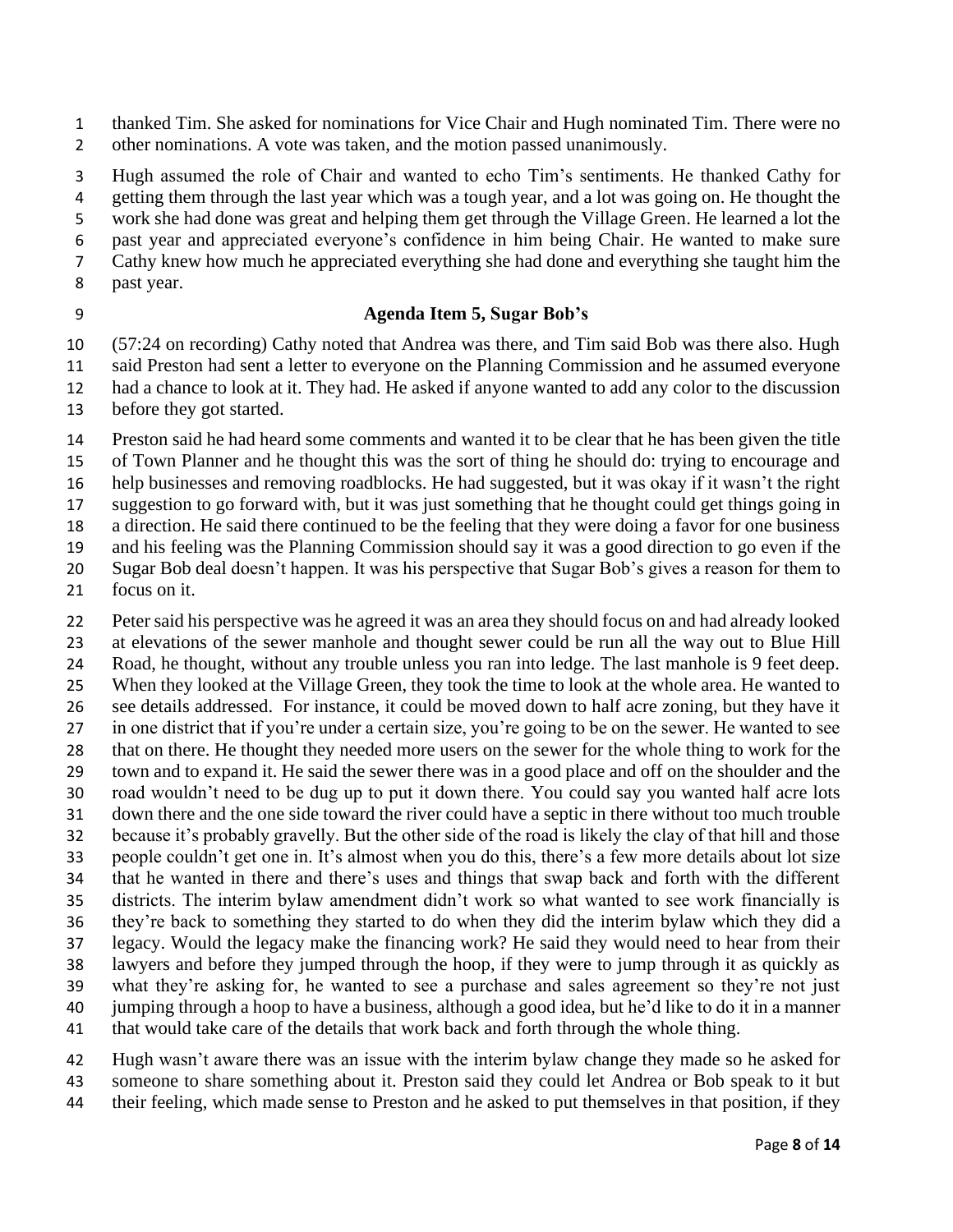thanked Tim. She asked for nominations for Vice Chair and Hugh nominated Tim. There were no other nominations. A vote was taken, and the motion passed unanimously.

Hugh assumed the role of Chair and wanted to echo Tim's sentiments. He thanked Cathy for getting them through the last year which was a tough year, and a lot was going on. He thought the work she had done was great and helping them get through the Village Green. He learned a lot the past year and appreciated everyone's confidence in him being Chair. He wanted to make sure Cathy knew how much he appreciated everything she had done and everything she taught him the past year.

**Agenda Item 5, Sugar Bob's**

(57:24 on recording) Cathy noted that Andrea was there, and Tim said Bob was there also. Hugh said Preston had sent a letter to everyone on the Planning Commission and he assumed everyone had a chance to look at it. They had. He asked if anyone wanted to add any color to the discussion before they got started.

Preston said he had heard some comments and wanted it to be clear that he has been given the title of Town Planner and he thought this was the sort of thing he should do: trying to encourage and help businesses and removing roadblocks. He had suggested, but it was okay if it wasn't the right suggestion to go forward with, but it was just something that he thought could get things going in a direction. He said there continued to be the feeling that they were doing a favor for one business and his feeling was the Planning Commission should say it was a good direction to go even if the Sugar Bob deal doesn't happen. It was his perspective that Sugar Bob's gives a reason for them to focus on it.

Peter said his perspective was he agreed it was an area they should focus on and had already looked at elevations of the sewer manhole and thought sewer could be run all the way out to Blue Hill Road, he thought, without any trouble unless you ran into ledge. The last manhole is 9 feet deep. When they looked at the Village Green, they took the time to look at the whole area. He wanted to see details addressed. For instance, it could be moved down to half acre zoning, but they have it in one district that if you're under a certain size, you're going to be on the sewer. He wanted to see that on there. He thought they needed more users on the sewer for the whole thing to work for the town and to expand it. He said the sewer there was in a good place and off on the shoulder and the road wouldn't need to be dug up to put it down there. You could say you wanted half acre lots down there and the one side toward the river could have a septic in there without too much trouble because it's probably gravelly. But the other side of the road is likely the clay of that hill and those people couldn't get one in. It's almost when you do this, there's a few more details about lot size that he wanted in there and there's uses and things that swap back and forth with the different districts. The interim bylaw amendment didn't work so what wanted to see work financially is they're back to something they started to do when they did the interim bylaw which they did a legacy. Would the legacy make the financing work? He said they would need to hear from their lawyers and before they jumped through the hoop, if they were to jump through it as quickly as what they're asking for, he wanted to see a purchase and sales agreement so they're not just jumping through a hoop to have a business, although a good idea, but he'd like to do it in a manner that would take care of the details that work back and forth through the whole thing.

Hugh wasn't aware there was an issue with the interim bylaw change they made so he asked for someone to share something about it. Preston said they could let Andrea or Bob speak to it but their feeling, which made sense to Preston and he asked to put themselves in that position, if they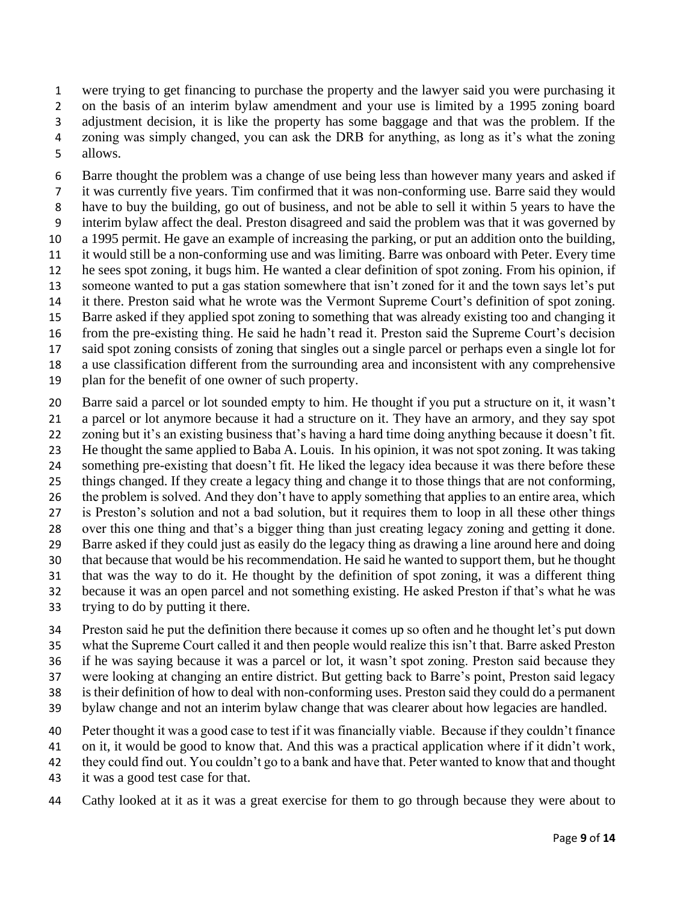were trying to get financing to purchase the property and the lawyer said you were purchasing it on the basis of an interim bylaw amendment and your use is limited by a 1995 zoning board adjustment decision, it is like the property has some baggage and that was the problem. If the zoning was simply changed, you can ask the DRB for anything, as long as it's what the zoning allows.

Barre thought the problem was a change of use being less than however many years and asked if it was currently five years. Tim confirmed that it was non-conforming use. Barre said they would have to buy the building, go out of business, and not be able to sell it within 5 years to have the interim bylaw affect the deal. Preston disagreed and said the problem was that it was governed by a 1995 permit. He gave an example of increasing the parking, or put an addition onto the building, it would still be a non-conforming use and was limiting. Barre was onboard with Peter. Every time he sees spot zoning, it bugs him. He wanted a clear definition of spot zoning. From his opinion, if someone wanted to put a gas station somewhere that isn't zoned for it and the town says let's put it there. Preston said what he wrote was the Vermont Supreme Court's definition of spot zoning. Barre asked if they applied spot zoning to something that was already existing too and changing it from the pre-existing thing. He said he hadn't read it. Preston said the Supreme Court's decision said spot zoning consists of zoning that singles out a single parcel or perhaps even a single lot for a use classification different from the surrounding area and inconsistent with any comprehensive plan for the benefit of one owner of such property.

Barre said a parcel or lot sounded empty to him. He thought if you put a structure on it, it wasn't a parcel or lot anymore because it had a structure on it. They have an armory, and they say spot zoning but it's an existing business that's having a hard time doing anything because it doesn't fit. He thought the same applied to Baba A. Louis. In his opinion, it was not spot zoning. It was taking something pre-existing that doesn't fit. He liked the legacy idea because it was there before these things changed. If they create a legacy thing and change it to those things that are not conforming, the problem is solved. And they don't have to apply something that applies to an entire area, which is Preston's solution and not a bad solution, but it requires them to loop in all these other things over this one thing and that's a bigger thing than just creating legacy zoning and getting it done. Barre asked if they could just as easily do the legacy thing as drawing a line around here and doing that because that would be his recommendation. He said he wanted to support them, but he thought that was the way to do it. He thought by the definition of spot zoning, it was a different thing because it was an open parcel and not something existing. He asked Preston if that's what he was trying to do by putting it there.

Preston said he put the definition there because it comes up so often and he thought let's put down what the Supreme Court called it and then people would realize this isn't that. Barre asked Preston if he was saying because it was a parcel or lot, it wasn't spot zoning. Preston said because they were looking at changing an entire district. But getting back to Barre's point, Preston said legacy is their definition of how to deal with non-conforming uses. Preston said they could do a permanent bylaw change and not an interim bylaw change that was clearer about how legacies are handled.

Peter thought it was a good case to test if it was financially viable. Because if they couldn't finance on it, it would be good to know that. And this was a practical application where if it didn't work, they could find out. You couldn't go to a bank and have that. Peter wanted to know that and thought it was a good test case for that.

Cathy looked at it as it was a great exercise for them to go through because they were about to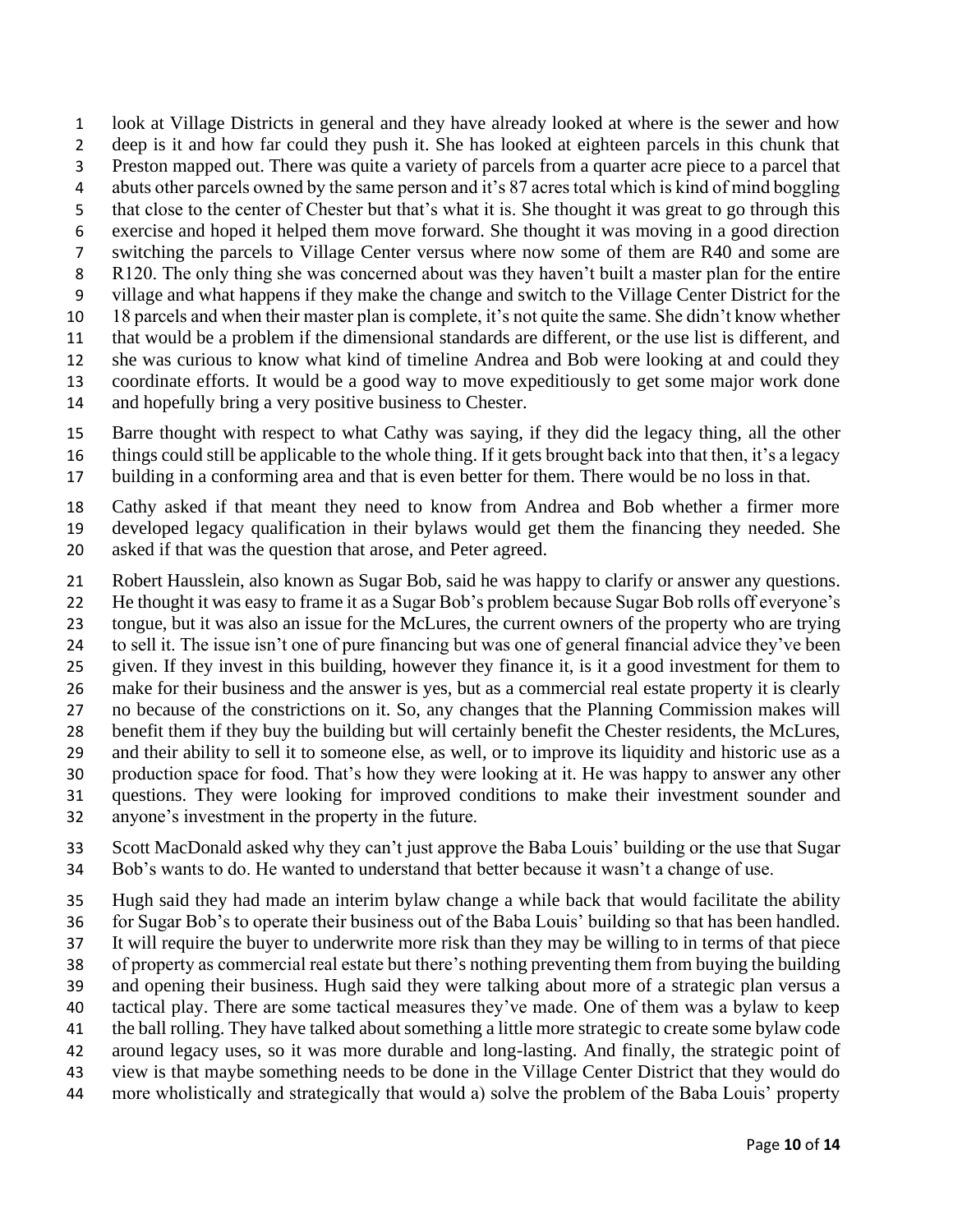look at Village Districts in general and they have already looked at where is the sewer and how deep is it and how far could they push it. She has looked at eighteen parcels in this chunk that Preston mapped out. There was quite a variety of parcels from a quarter acre piece to a parcel that abuts other parcels owned by the same person and it's 87 acres total which is kind of mind boggling that close to the center of Chester but that's what it is. She thought it was great to go through this exercise and hoped it helped them move forward. She thought it was moving in a good direction switching the parcels to Village Center versus where now some of them are R40 and some are R120. The only thing she was concerned about was they haven't built a master plan for the entire village and what happens if they make the change and switch to the Village Center District for the 18 parcels and when their master plan is complete, it's not quite the same. She didn't know whether that would be a problem if the dimensional standards are different, or the use list is different, and she was curious to know what kind of timeline Andrea and Bob were looking at and could they coordinate efforts. It would be a good way to move expeditiously to get some major work done and hopefully bring a very positive business to Chester.

Barre thought with respect to what Cathy was saying, if they did the legacy thing, all the other things could still be applicable to the whole thing. If it gets brought back into that then, it's a legacy building in a conforming area and that is even better for them. There would be no loss in that.

Cathy asked if that meant they need to know from Andrea and Bob whether a firmer more developed legacy qualification in their bylaws would get them the financing they needed. She asked if that was the question that arose, and Peter agreed.

Robert Hausslein, also known as Sugar Bob, said he was happy to clarify or answer any questions. He thought it was easy to frame it as a Sugar Bob's problem because Sugar Bob rolls off everyone's tongue, but it was also an issue for the McLures, the current owners of the property who are trying to sell it. The issue isn't one of pure financing but was one of general financial advice they've been given. If they invest in this building, however they finance it, is it a good investment for them to make for their business and the answer is yes, but as a commercial real estate property it is clearly no because of the constrictions on it. So, any changes that the Planning Commission makes will benefit them if they buy the building but will certainly benefit the Chester residents, the McLures, and their ability to sell it to someone else, as well, or to improve its liquidity and historic use as a production space for food. That's how they were looking at it. He was happy to answer any other questions. They were looking for improved conditions to make their investment sounder and anyone's investment in the property in the future.

Scott MacDonald asked why they can't just approve the Baba Louis' building or the use that Sugar Bob's wants to do. He wanted to understand that better because it wasn't a change of use.

Hugh said they had made an interim bylaw change a while back that would facilitate the ability for Sugar Bob's to operate their business out of the Baba Louis' building so that has been handled. It will require the buyer to underwrite more risk than they may be willing to in terms of that piece of property as commercial real estate but there's nothing preventing them from buying the building and opening their business. Hugh said they were talking about more of a strategic plan versus a tactical play. There are some tactical measures they've made. One of them was a bylaw to keep the ball rolling. They have talked about something a little more strategic to create some bylaw code around legacy uses, so it was more durable and long-lasting. And finally, the strategic point of view is that maybe something needs to be done in the Village Center District that they would do more wholistically and strategically that would a) solve the problem of the Baba Louis' property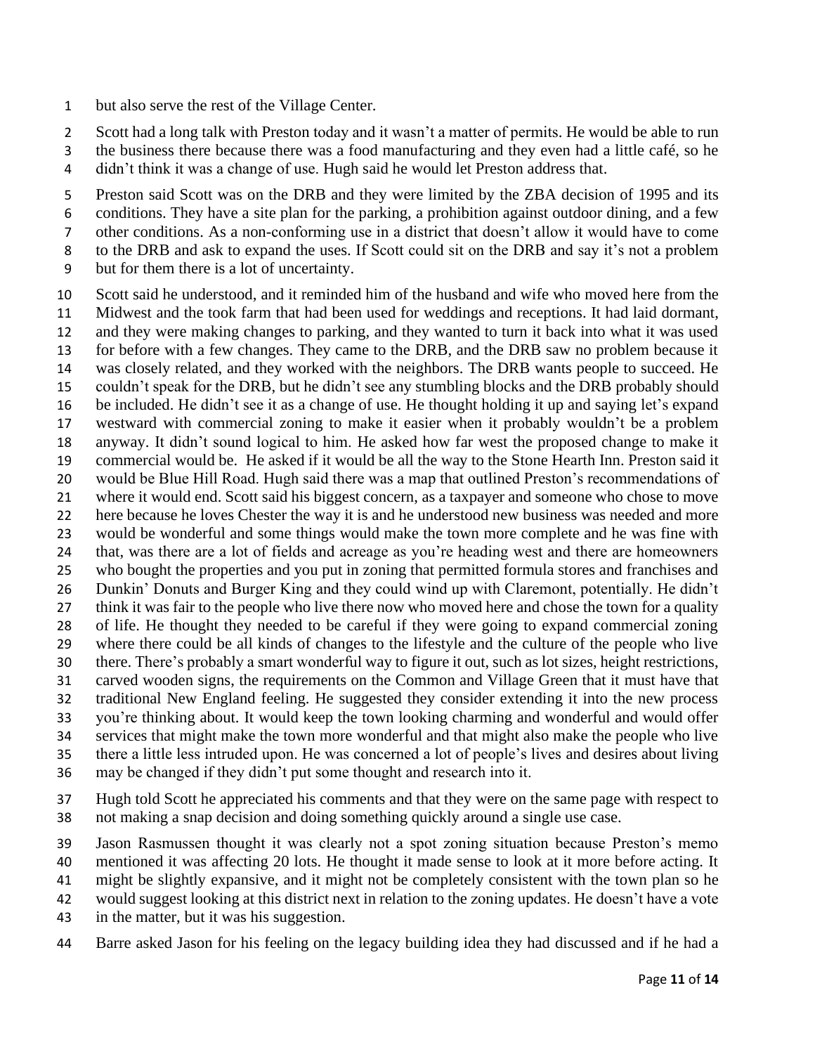but also serve the rest of the Village Center.

Scott had a long talk with Preston today and it wasn't a matter of permits. He would be able to run the business there because there was a food manufacturing and they even had a little café, so he didn't think it was a change of use. Hugh said he would let Preston address that.

Preston said Scott was on the DRB and they were limited by the ZBA decision of 1995 and its conditions. They have a site plan for the parking, a prohibition against outdoor dining, and a few other conditions. As a non-conforming use in a district that doesn't allow it would have to come to the DRB and ask to expand the uses. If Scott could sit on the DRB and say it's not a problem but for them there is a lot of uncertainty.

Scott said he understood, and it reminded him of the husband and wife who moved here from the Midwest and the took farm that had been used for weddings and receptions. It had laid dormant, and they were making changes to parking, and they wanted to turn it back into what it was used for before with a few changes. They came to the DRB, and the DRB saw no problem because it was closely related, and they worked with the neighbors. The DRB wants people to succeed. He couldn't speak for the DRB, but he didn't see any stumbling blocks and the DRB probably should be included. He didn't see it as a change of use. He thought holding it up and saying let's expand westward with commercial zoning to make it easier when it probably wouldn't be a problem anyway. It didn't sound logical to him. He asked how far west the proposed change to make it commercial would be. He asked if it would be all the way to the Stone Hearth Inn. Preston said it would be Blue Hill Road. Hugh said there was a map that outlined Preston's recommendations of where it would end. Scott said his biggest concern, as a taxpayer and someone who chose to move here because he loves Chester the way it is and he understood new business was needed and more would be wonderful and some things would make the town more complete and he was fine with that, was there are a lot of fields and acreage as you're heading west and there are homeowners who bought the properties and you put in zoning that permitted formula stores and franchises and Dunkin' Donuts and Burger King and they could wind up with Claremont, potentially. He didn't think it was fair to the people who live there now who moved here and chose the town for a quality of life. He thought they needed to be careful if they were going to expand commercial zoning where there could be all kinds of changes to the lifestyle and the culture of the people who live there. There's probably a smart wonderful way to figure it out, such as lot sizes, height restrictions, carved wooden signs, the requirements on the Common and Village Green that it must have that traditional New England feeling. He suggested they consider extending it into the new process you're thinking about. It would keep the town looking charming and wonderful and would offer services that might make the town more wonderful and that might also make the people who live there a little less intruded upon. He was concerned a lot of people's lives and desires about living may be changed if they didn't put some thought and research into it.

Hugh told Scott he appreciated his comments and that they were on the same page with respect to not making a snap decision and doing something quickly around a single use case.

Jason Rasmussen thought it was clearly not a spot zoning situation because Preston's memo mentioned it was affecting 20 lots. He thought it made sense to look at it more before acting. It might be slightly expansive, and it might not be completely consistent with the town plan so he would suggest looking at this district next in relation to the zoning updates. He doesn't have a vote in the matter, but it was his suggestion.

Barre asked Jason for his feeling on the legacy building idea they had discussed and if he had a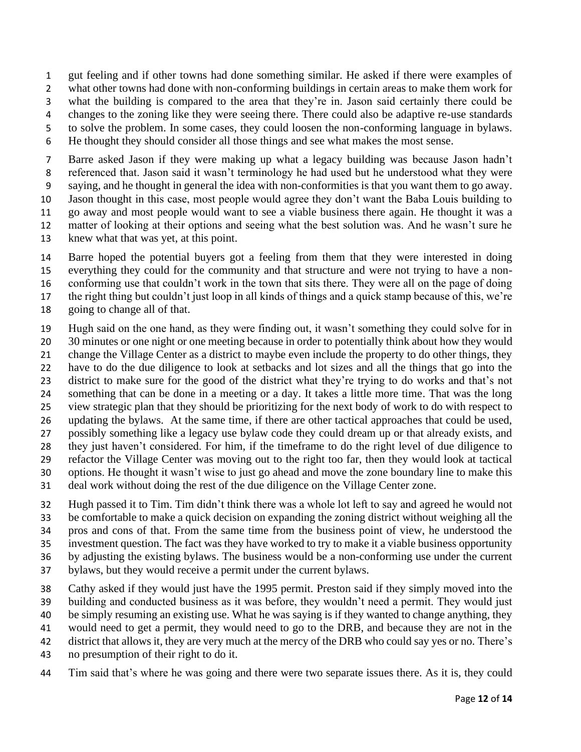gut feeling and if other towns had done something similar. He asked if there were examples of what other towns had done with non-conforming buildings in certain areas to make them work for what the building is compared to the area that they're in. Jason said certainly there could be changes to the zoning like they were seeing there. There could also be adaptive re-use standards to solve the problem. In some cases, they could loosen the non-conforming language in bylaws. He thought they should consider all those things and see what makes the most sense.

Barre asked Jason if they were making up what a legacy building was because Jason hadn't referenced that. Jason said it wasn't terminology he had used but he understood what they were saying, and he thought in general the idea with non-conformities is that you want them to go away. Jason thought in this case, most people would agree they don't want the Baba Louis building to go away and most people would want to see a viable business there again. He thought it was a matter of looking at their options and seeing what the best solution was. And he wasn't sure he knew what that was yet, at this point.

Barre hoped the potential buyers got a feeling from them that they were interested in doing everything they could for the community and that structure and were not trying to have a non-conforming use that couldn't work in the town that sits there. They were all on the page of doing the right thing but couldn't just loop in all kinds of things and a quick stamp because of this, we're going to change all of that.

Hugh said on the one hand, as they were finding out, it wasn't something they could solve for in 30 minutes or one night or one meeting because in order to potentially think about how they would change the Village Center as a district to maybe even include the property to do other things, they have to do the due diligence to look at setbacks and lot sizes and all the things that go into the district to make sure for the good of the district what they're trying to do works and that's not something that can be done in a meeting or a day. It takes a little more time. That was the long view strategic plan that they should be prioritizing for the next body of work to do with respect to updating the bylaws. At the same time, if there are other tactical approaches that could be used, possibly something like a legacy use bylaw code they could dream up or that already exists, and they just haven't considered. For him, if the timeframe to do the right level of due diligence to refactor the Village Center was moving out to the right too far, then they would look at tactical options. He thought it wasn't wise to just go ahead and move the zone boundary line to make this deal work without doing the rest of the due diligence on the Village Center zone.

Hugh passed it to Tim. Tim didn't think there was a whole lot left to say and agreed he would not be comfortable to make a quick decision on expanding the zoning district without weighing all the pros and cons of that. From the same time from the business point of view, he understood the investment question. The fact was they have worked to try to make it a viable business opportunity by adjusting the existing bylaws. The business would be a non-conforming use under the current bylaws, but they would receive a permit under the current bylaws.

Cathy asked if they would just have the 1995 permit. Preston said if they simply moved into the building and conducted business as it was before, they wouldn't need a permit. They would just be simply resuming an existing use. What he was saying is if they wanted to change anything, they would need to get a permit, they would need to go to the DRB, and because they are not in the district that allows it, they are very much at the mercy of the DRB who could say yes or no. There's no presumption of their right to do it.

Tim said that's where he was going and there were two separate issues there. As it is, they could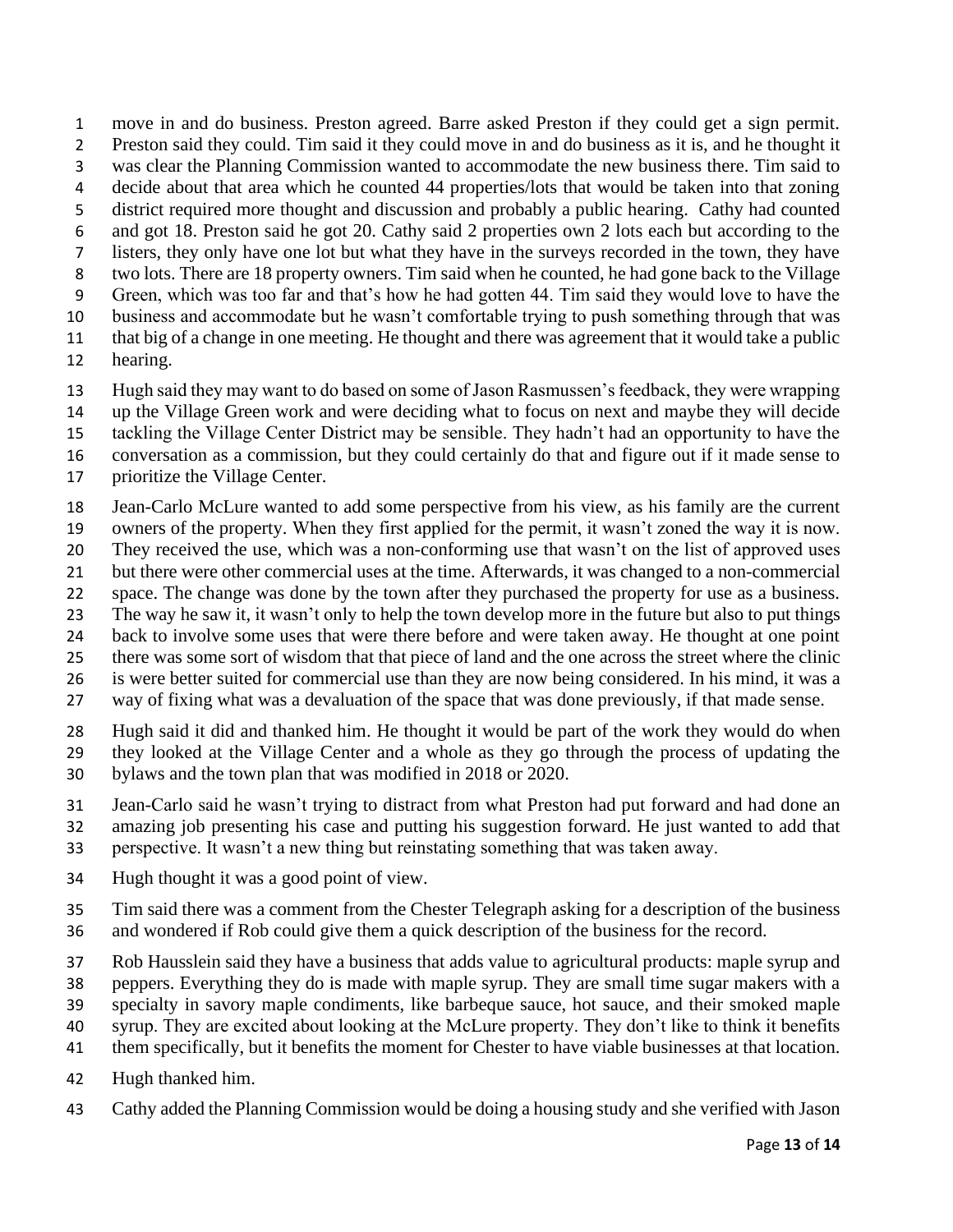move in and do business. Preston agreed. Barre asked Preston if they could get a sign permit. Preston said they could. Tim said it they could move in and do business as it is, and he thought it was clear the Planning Commission wanted to accommodate the new business there. Tim said to decide about that area which he counted 44 properties/lots that would be taken into that zoning district required more thought and discussion and probably a public hearing. Cathy had counted and got 18. Preston said he got 20. Cathy said 2 properties own 2 lots each but according to the listers, they only have one lot but what they have in the surveys recorded in the town, they have two lots. There are 18 property owners. Tim said when he counted, he had gone back to the Village Green, which was too far and that's how he had gotten 44. Tim said they would love to have the business and accommodate but he wasn't comfortable trying to push something through that was that big of a change in one meeting. He thought and there was agreement that it would take a public hearing.

Hugh said they may want to do based on some of Jason Rasmussen's feedback, they were wrapping up the Village Green work and were deciding what to focus on next and maybe they will decide tackling the Village Center District may be sensible. They hadn't had an opportunity to have the conversation as a commission, but they could certainly do that and figure out if it made sense to prioritize the Village Center.

Jean-Carlo McLure wanted to add some perspective from his view, as his family are the current owners of the property. When they first applied for the permit, it wasn't zoned the way it is now. They received the use, which was a non-conforming use that wasn't on the list of approved uses but there were other commercial uses at the time. Afterwards, it was changed to a non-commercial space. The change was done by the town after they purchased the property for use as a business. The way he saw it, it wasn't only to help the town develop more in the future but also to put things back to involve some uses that were there before and were taken away. He thought at one point there was some sort of wisdom that that piece of land and the one across the street where the clinic is were better suited for commercial use than they are now being considered. In his mind, it was a way of fixing what was a devaluation of the space that was done previously, if that made sense.

Hugh said it did and thanked him. He thought it would be part of the work they would do when they looked at the Village Center and a whole as they go through the process of updating the bylaws and the town plan that was modified in 2018 or 2020.

Jean-Carlo said he wasn't trying to distract from what Preston had put forward and had done an amazing job presenting his case and putting his suggestion forward. He just wanted to add that perspective. It wasn't a new thing but reinstating something that was taken away.

Hugh thought it was a good point of view.

Tim said there was a comment from the Chester Telegraph asking for a description of the business and wondered if Rob could give them a quick description of the business for the record.

Rob Hausslein said they have a business that adds value to agricultural products: maple syrup and peppers. Everything they do is made with maple syrup. They are small time sugar makers with a specialty in savory maple condiments, like barbeque sauce, hot sauce, and their smoked maple syrup. They are excited about looking at the McLure property. They don't like to think it benefits them specifically, but it benefits the moment for Chester to have viable businesses at that location.

Hugh thanked him.

Cathy added the Planning Commission would be doing a housing study and she verified with Jason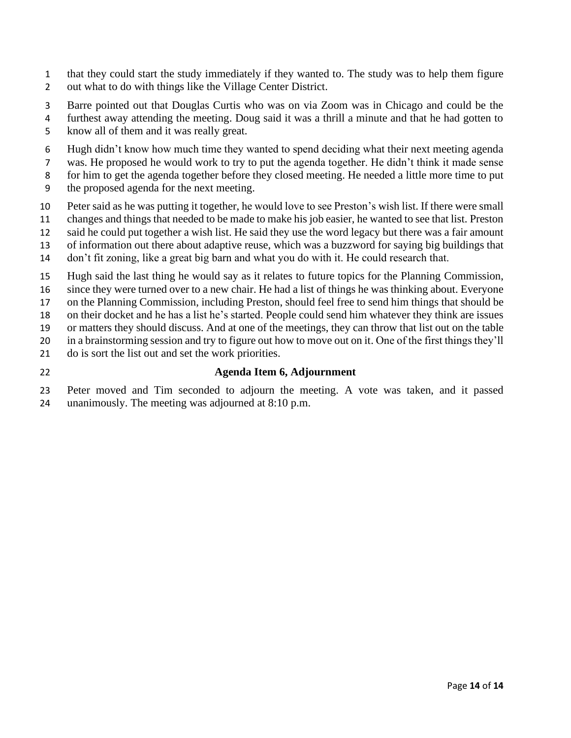that they could start the study immediately if they wanted to. The study was to help them figure out what to do with things like the Village Center District.

Barre pointed out that Douglas Curtis who was on via Zoom was in Chicago and could be the furthest away attending the meeting. Doug said it was a thrill a minute and that he had gotten to know all of them and it was really great.

Hugh didn't know how much time they wanted to spend deciding what their next meeting agenda was. He proposed he would work to try to put the agenda together. He didn't think it made sense for him to get the agenda together before they closed meeting. He needed a little more time to put the proposed agenda for the next meeting.

Peter said as he was putting it together, he would love to see Preston's wish list. If there were small changes and things that needed to be made to make his job easier, he wanted to see that list. Preston said he could put together a wish list. He said they use the word legacy but there was a fair amount of information out there about adaptive reuse, which was a buzzword for saying big buildings that don't fit zoning, like a great big barn and what you do with it. He could research that.

Hugh said the last thing he would say as it relates to future topics for the Planning Commission, since they were turned over to a new chair. He had a list of things he was thinking about. Everyone on the Planning Commission, including Preston, should feel free to send him things that should be on their docket and he has a list he's started. People could send him whatever they think are issues or matters they should discuss. And at one of the meetings, they can throw that list out on the table in a brainstorming session and try to figure out how to move out on it. One of the first things they'll do is sort the list out and set the work priorities.

## Agenda Item 6, Adjournment

Peter moved and Tim seconded to adjourn the meeting. A vote was taken, and it passed unanimously. The meeting was adjourned at 8:10 p.m.